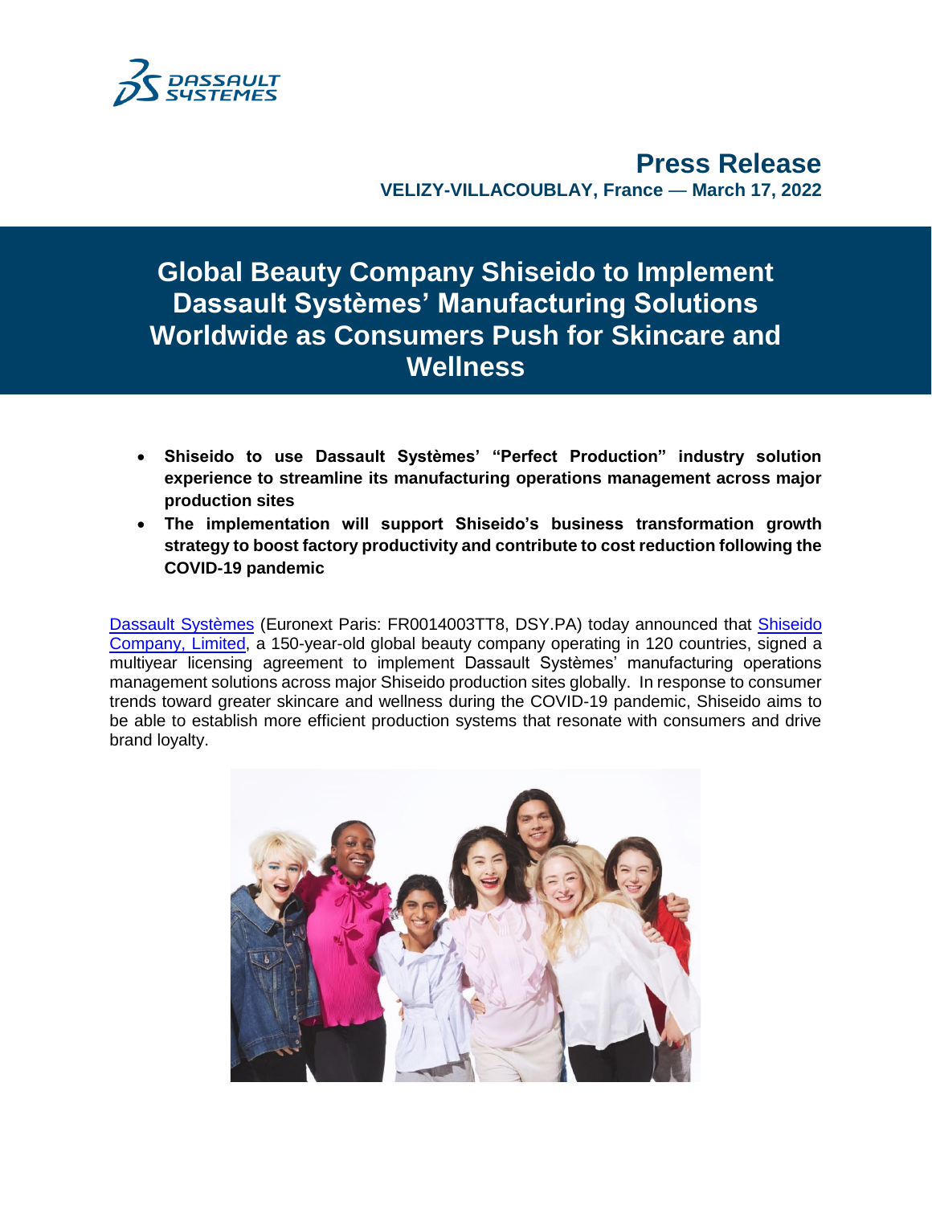**Press Release**

**VELIZY-VILLACOUBLAY, France — March 17, 2022**

# Global Beauty Company Shiseido to Implement Dassault Systèmes' Manufacturing Solutions Worldwide as Consumers Push for Skincare and Wellness

- **Shiseido to use Dassault Systèmes' "Perfect Production" industry solution experience to streamline its manufacturing operations management across major production sites**
- **The implementation will support Shiseido's business transformation growth strategy to boost factory productivity and contribute to cost reduction following the COVID-19 pandemic**

Dassault Systèmes (Euronext Paris: FR0014003TT8, DSY.PA) today announced that Shiseido Company, Limited, a 150-year-old global beauty company operating in 120 countries, signed a multiyear licensing agreement to implement Dassault Systèmes' manufacturing operations management solutions across major Shiseido production sites globally. In response to consumer trends toward greater skincare and wellness during the COVID-19 pandemic, Shiseido aims to be able to establish more efficient production systems that resonate with consumers and drive brand loyalty.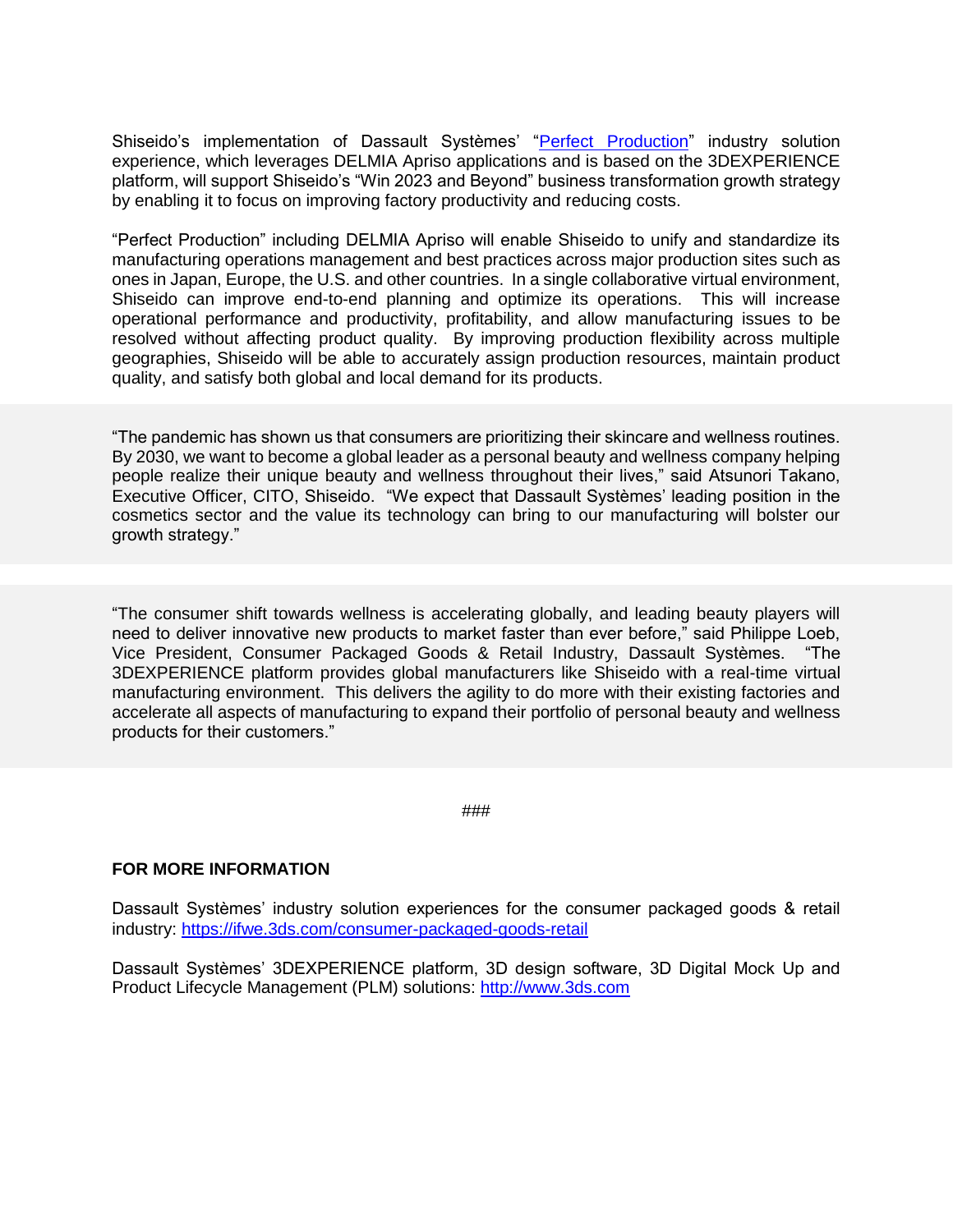Shiseido's implementation of Dassault Systèmes' "[Perfect Production](#)" industry solution experience, which leverages DELMIA Apriso applications and is based on the 3DEXPERIENCE platform, will support Shiseido's "Win 2023 and Beyond" business transformation growth strategy by enabling it to focus on improving factory productivity and reducing costs.

"Perfect Production" including DELMIA Apriso will enable Shiseido to unify and standardize its manufacturing operations management and best practices across major production sites such as ones in Japan, Europe, the U.S. and other countries. In a single collaborative virtual environment, Shiseido can improve end-to-end planning and optimize its operations. This will increase operational performance and productivity, profitability, and allow manufacturing issues to be resolved without affecting product quality. By improving production flexibility across multiple geographies, Shiseido will be able to accurately assign production resources, maintain product quality, and satisfy both global and local demand for its products.

"The pandemic has shown us that consumers are prioritizing their skincare and wellness routines. By 2030, we want to become a global leader as a personal beauty and wellness company helping people realize their unique beauty and wellness throughout their lives," said Atsunori Takano, Executive Officer, CITO, Shiseido. "We expect that Dassault Systèmes' leading position in the cosmetics sector and the value its technology can bring to our manufacturing will bolster our growth strategy."

"The consumer shift towards wellness is accelerating globally, and leading beauty players will need to deliver innovative new products to market faster than ever before," said Philippe Loeb, Vice President, Consumer Packaged Goods & Retail Industry, Dassault Systèmes. "The 3DEXPERIENCE platform provides global manufacturers like Shiseido with a real-time virtual manufacturing environment. This delivers the agility to do more with their existing factories and accelerate all aspects of manufacturing to expand their portfolio of personal beauty and wellness products for their customers."

###

**FOR MORE INFORMATION**

Dassault Systèmes' industry solution experiences for the consumer packaged goods & retail industry: https://ifwe.3ds.com/consumer-packaged-goods-retail

Dassault Systèmes' 3DEXPERIENCE platform, 3D design software, 3D Digital Mock Up and Product Lifecycle Management (PLM) solutions: http://www.3ds.com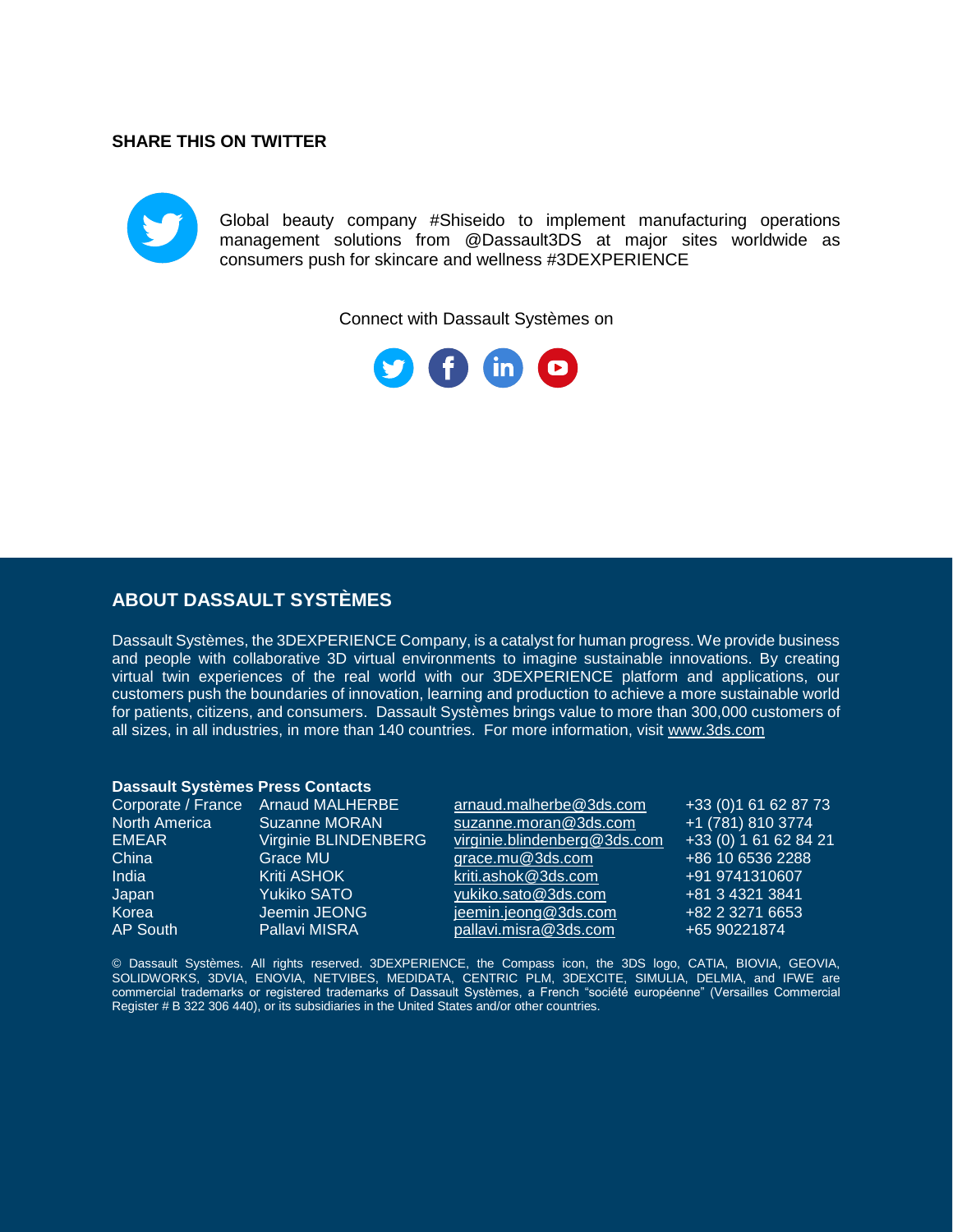**SHARE THIS ON TWITTER**

Global beauty company #Shiseido to implement manufacturing operations management solutions from @Dassault3DS at major sites worldwide as consumers push for skincare and wellness #3DEXPERIENCE

Connect with Dassault Systèmes on

## ABOUT DASSAULT SYSTÈMES

Dassault Systèmes, the 3DEXPERIENCE Company, is a catalyst for human progress. We provide business and people with collaborative 3D virtual environments to imagine sustainable innovations. By creating virtual twin experiences of the real world with our 3DEXPERIENCE platform and applications, our customers push the boundaries of innovation, learning and production to achieve a more sustainable world for patients, citizens, and consumers. Dassault Systèmes brings value to more than 300,000 customers of all sizes, in all industries, in more than 140 countries. For more information, visit www.3ds.com

**Dassault Systèmes Press Contacts**

| | | | |
|---|---|---|---|
| Corporate / France | Arnaud MALHERBE | arnaud.malherbe@3ds.com | +33 (0)1 61 62 87 73 |
| North America | Suzanne MORAN | suzanne.moran@3ds.com | +1 (781) 810 3774 |
| EMEAR | Virginie BLINDENBERG | virginie.blindenberg@3ds.com | +33 (0) 1 61 62 84 21 |
| China | Grace MU | grace.mu@3ds.com | +86 10 6536 2288 |
| India | Kriti ASHOK | kriti.ashok@3ds.com | +91 9741310607 |
| Japan | Yukiko SATO | yukiko.sato@3ds.com | +81 3 4321 3841 |
| Korea | Jeemin JEONG | jeemin.jeong@3ds.com | +82 2 3271 6653 |
| AP South | Pallavi MISRA | pallavi.misra@3ds.com | +65 90221874 |

© Dassault Systèmes. All rights reserved. 3DEXPERIENCE, the Compass icon, the 3DS logo, CATIA, BIOVIA, GEOVIA, SOLIDWORKS, 3DVIA, ENOVIA, NETVIBES, MEDIDATA, CENTRIC PLM, 3DEXCITE, SIMULIA, DELMIA, and IFWE are commercial trademarks or registered trademarks of Dassault Systèmes, a French "société européenne" (Versailles Commercial Register # B 322 306 440), or its subsidiaries in the United States and/or other countries.